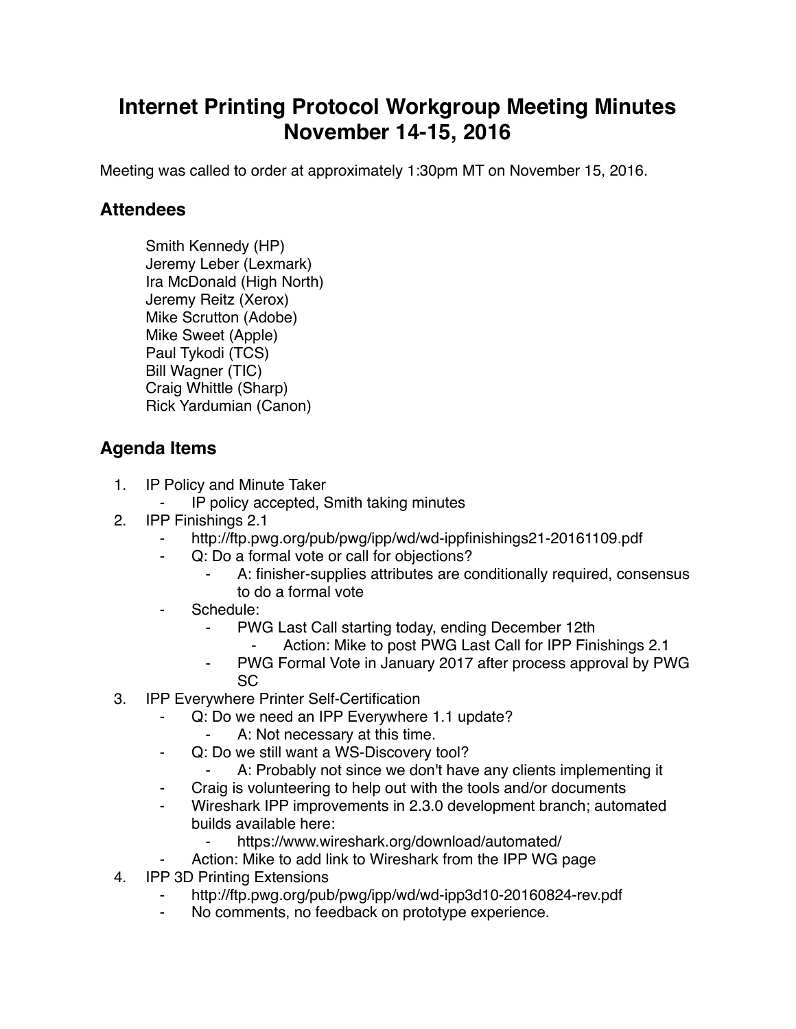# Internet Printing Protocol Workgroup Meeting Minutes November 14-15, 2016

Meeting was called to order at approximately 1:30pm MT on November 15, 2016.

## Attendees

Smith Kennedy (HP)
Jeremy Leber (Lexmark)
Ira McDonald (High North)
Jeremy Reitz (Xerox)
Mike Scrutton (Adobe)
Mike Sweet (Apple)
Paul Tykodi (TCS)
Bill Wagner (TIC)
Craig Whittle (Sharp)
Rick Yardumian (Canon)

## Agenda Items

1. IP Policy and Minute Taker
    - IP policy accepted, Smith taking minutes
2. IPP Finishings 2.1
    - http://ftp.pwg.org/pub/pwg/ipp/wd/wd-ippfinishings21-20161109.pdf
    - Q: Do a formal vote or call for objections?
        - A: finisher-supplies attributes are conditionally required, consensus to do a formal vote
    - Schedule:
        - PWG Last Call starting today, ending December 12th
            - Action: Mike to post PWG Last Call for IPP Finishings 2.1
        - PWG Formal Vote in January 2017 after process approval by PWG SC
3. IPP Everywhere Printer Self-Certification
    - Q: Do we need an IPP Everywhere 1.1 update?
        - A: Not necessary at this time.
    - Q: Do we still want a WS-Discovery tool?
        - A: Probably not since we don't have any clients implementing it
    - Craig is volunteering to help out with the tools and/or documents
    - Wireshark IPP improvements in 2.3.0 development branch; automated builds available here:
        - https://www.wireshark.org/download/automated/
    - Action: Mike to add link to Wireshark from the IPP WG page
4. IPP 3D Printing Extensions
    - http://ftp.pwg.org/pub/pwg/ipp/wd/wd-ipp3d10-20160824-rev.pdf
    - No comments, no feedback on prototype experience.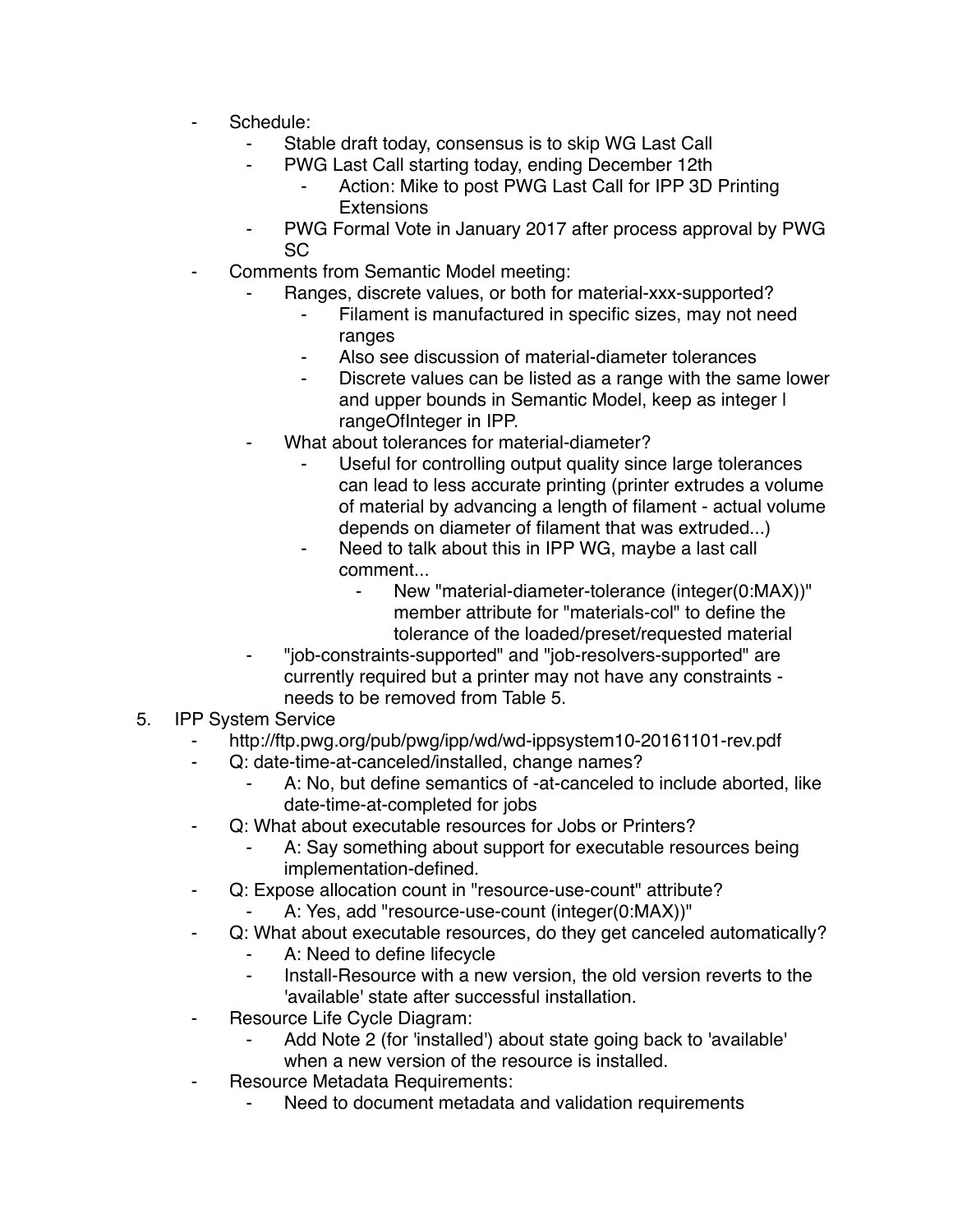- Schedule:
    - Stable draft today, consensus is to skip WG Last Call
    - PWG Last Call starting today, ending December 12th
        - Action: Mike to post PWG Last Call for IPP 3D Printing Extensions
    - PWG Formal Vote in January 2017 after process approval by PWG SC
- Comments from Semantic Model meeting:
    - Ranges, discrete values, or both for material-xxx-supported?
        - Filament is manufactured in specific sizes, may not need ranges
        - Also see discussion of material-diameter tolerances
        - Discrete values can be listed as a range with the same lower and upper bounds in Semantic Model, keep as integer | rangeOfInteger in IPP.
    - What about tolerances for material-diameter?
        - Useful for controlling output quality since large tolerances can lead to less accurate printing (printer extrudes a volume of material by advancing a length of filament - actual volume depends on diameter of filament that was extruded...)
        - Need to talk about this in IPP WG, maybe a last call comment...
            - New "material-diameter-tolerance (integer(0:MAX))" member attribute for "materials-col" to define the tolerance of the loaded/preset/requested material
    - "job-constraints-supported" and "job-resolvers-supported" are currently required but a printer may not have any constraints - needs to be removed from Table 5.

5. IPP System Service
    - http://ftp.pwg.org/pub/pwg/ipp/wd/wd-ippsystem10-20161101-rev.pdf
    - Q: date-time-at-canceled/installed, change names?
        - A: No, but define semantics of -at-canceled to include aborted, like date-time-at-completed for jobs
    - Q: What about executable resources for Jobs or Printers?
        - A: Say something about support for executable resources being implementation-defined.
    - Q: Expose allocation count in "resource-use-count" attribute?
        - A: Yes, add "resource-use-count (integer(0:MAX))"
    - Q: What about executable resources, do they get canceled automatically?
        - A: Need to define lifecycle
        - Install-Resource with a new version, the old version reverts to the 'available' state after successful installation.
    - Resource Life Cycle Diagram:
        - Add Note 2 (for 'installed') about state going back to 'available' when a new version of the resource is installed.
    - Resource Metadata Requirements:
        - Need to document metadata and validation requirements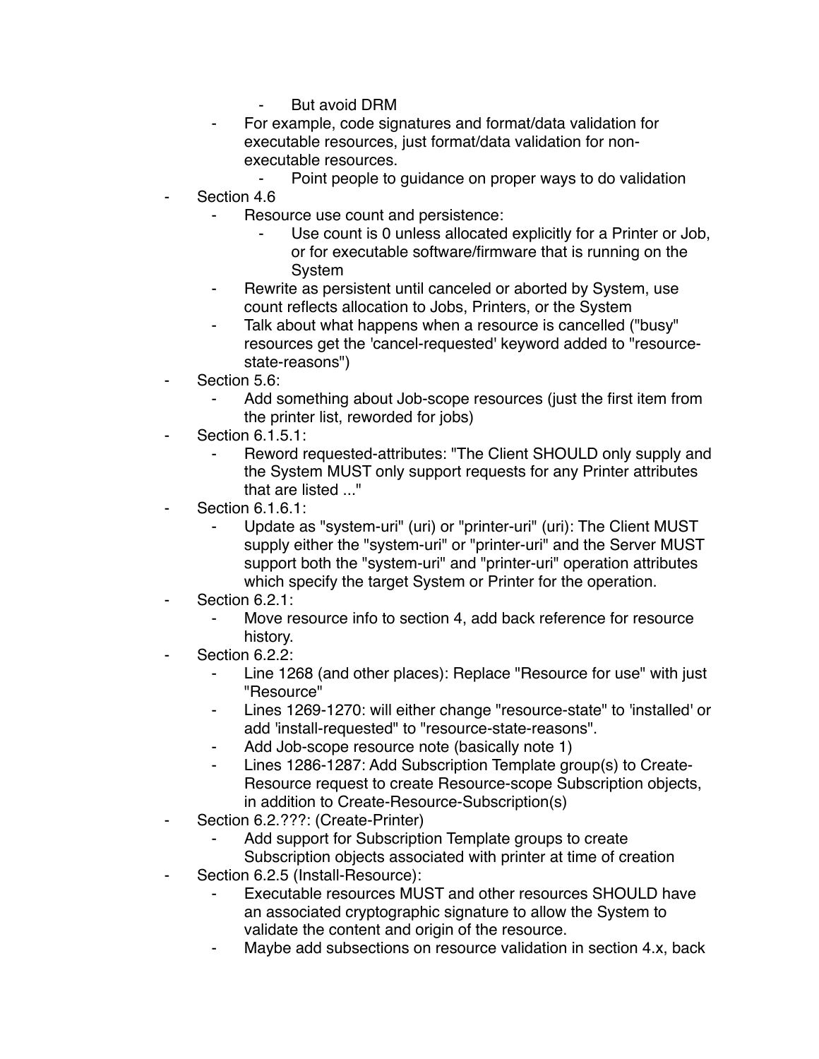- But avoid DRM
    - For example, code signatures and format/data validation for executable resources, just format/data validation for non-executable resources.
        - Point people to guidance on proper ways to do validation
- Section 4.6
    - Resource use count and persistence:
        - Use count is 0 unless allocated explicitly for a Printer or Job, or for executable software/firmware that is running on the System
    - Rewrite as persistent until canceled or aborted by System, use count reflects allocation to Jobs, Printers, or the System
    - Talk about what happens when a resource is cancelled ("busy" resources get the 'cancel-requested' keyword added to "resource-state-reasons")
- Section 5.6:
    - Add something about Job-scope resources (just the first item from the printer list, reworded for jobs)
- Section 6.1.5.1:
    - Reword requested-attributes: "The Client SHOULD only supply and the System MUST only support requests for any Printer attributes that are listed ..."
- Section 6.1.6.1:
    - Update as "system-uri" (uri) or "printer-uri" (uri): The Client MUST supply either the "system-uri" or "printer-uri" and the Server MUST support both the "system-uri" and "printer-uri" operation attributes which specify the target System or Printer for the operation.
- Section 6.2.1:
    - Move resource info to section 4, add back reference for resource history.
- Section 6.2.2:
    - Line 1268 (and other places): Replace "Resource for use" with just "Resource"
    - Lines 1269-1270: will either change "resource-state" to 'installed' or add 'install-requested" to "resource-state-reasons".
    - Add Job-scope resource note (basically note 1)
    - Lines 1286-1287: Add Subscription Template group(s) to Create-Resource request to create Resource-scope Subscription objects, in addition to Create-Resource-Subscription(s)
- Section 6.2.???: (Create-Printer)
    - Add support for Subscription Template groups to create Subscription objects associated with printer at time of creation
- Section 6.2.5 (Install-Resource):
    - Executable resources MUST and other resources SHOULD have an associated cryptographic signature to allow the System to validate the content and origin of the resource.
    - Maybe add subsections on resource validation in section 4.x, back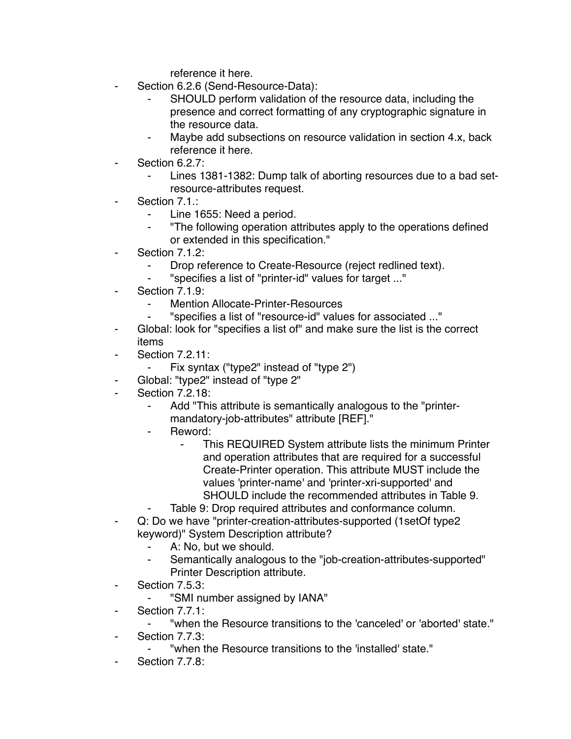reference it here.

- Section 6.2.6 (Send-Resource-Data):
    - SHOULD perform validation of the resource data, including the presence and correct formatting of any cryptographic signature in the resource data.
    - Maybe add subsections on resource validation in section 4.x, back reference it here.
- Section 6.2.7:
    - Lines 1381-1382: Dump talk of aborting resources due to a bad set-resource-attributes request.
- Section 7.1.:
    - Line 1655: Need a period.
    - "The following operation attributes apply to the operations defined or extended in this specification."
- Section 7.1.2:
    - Drop reference to Create-Resource (reject redlined text).
    - "specifies a list of "printer-id" values for target ..."
- Section 7.1.9:
    - Mention Allocate-Printer-Resources
    - "specifies a list of "resource-id" values for associated ..."
- Global: look for "specifies a list of" and make sure the list is the correct items
- Section 7.2.11:
    - Fix syntax ("type2" instead of "type 2")
- Global: "type2" instead of "type 2"
- Section 7.2.18:
    - Add "This attribute is semantically analogous to the "printer-mandatory-job-attributes" attribute [REF]."
    - Reword:
        - This REQUIRED System attribute lists the minimum Printer and operation attributes that are required for a successful Create-Printer operation. This attribute MUST include the values 'printer-name' and 'printer-xri-supported' and SHOULD include the recommended attributes in Table 9.
    - Table 9: Drop required attributes and conformance column.
- Q: Do we have "printer-creation-attributes-supported (1setOf type2 keyword)" System Description attribute?
    - A: No, but we should.
    - Semantically analogous to the "job-creation-attributes-supported" Printer Description attribute.
- Section 7.5.3:
    - "SMI number assigned by IANA"
- Section 7.7.1:
    - "when the Resource transitions to the 'canceled' or 'aborted' state."
- Section 7.7.3:
    - "when the Resource transitions to the 'installed' state."
- Section 7.7.8: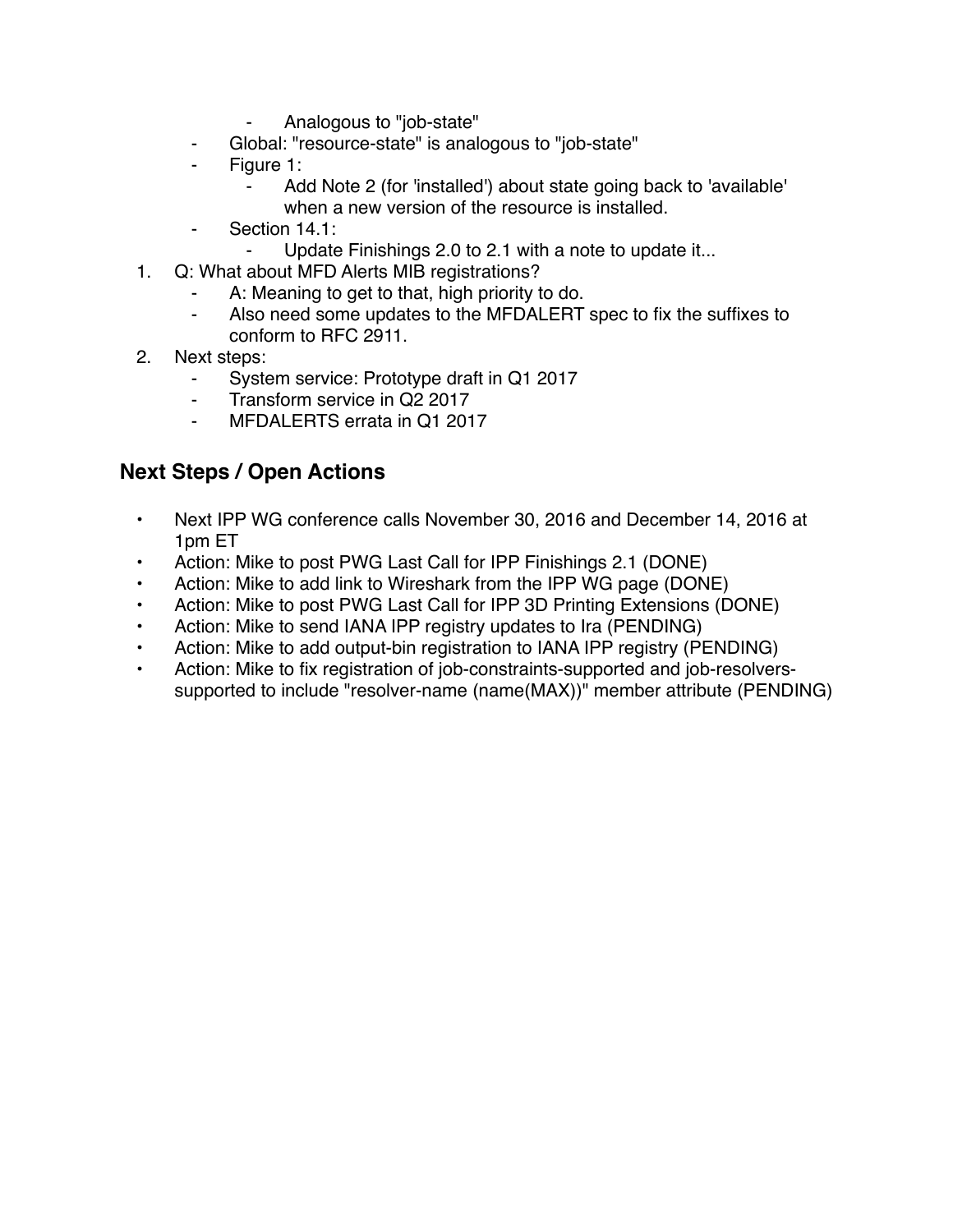- Analogous to "job-state"
    - Global: "resource-state" is analogous to "job-state"
    - Figure 1:
        - Add Note 2 (for 'installed') about state going back to 'available' when a new version of the resource is installed.
    - Section 14.1:
        - Update Finishings 2.0 to 2.1 with a note to update it...
1. Q: What about MFD Alerts MIB registrations?
    - A: Meaning to get to that, high priority to do.
    - Also need some updates to the MFDALERT spec to fix the suffixes to conform to RFC 2911.
2. Next steps:
    - System service: Prototype draft in Q1 2017
    - Transform service in Q2 2017
    - MFDALERTS errata in Q1 2017

## Next Steps / Open Actions

- Next IPP WG conference calls November 30, 2016 and December 14, 2016 at 1pm ET
- Action: Mike to post PWG Last Call for IPP Finishings 2.1 (DONE)
- Action: Mike to add link to Wireshark from the IPP WG page (DONE)
- Action: Mike to post PWG Last Call for IPP 3D Printing Extensions (DONE)
- Action: Mike to send IANA IPP registry updates to Ira (PENDING)
- Action: Mike to add output-bin registration to IANA IPP registry (PENDING)
- Action: Mike to fix registration of job-constraints-supported and job-resolvers-supported to include "resolver-name (name(MAX))" member attribute (PENDING)